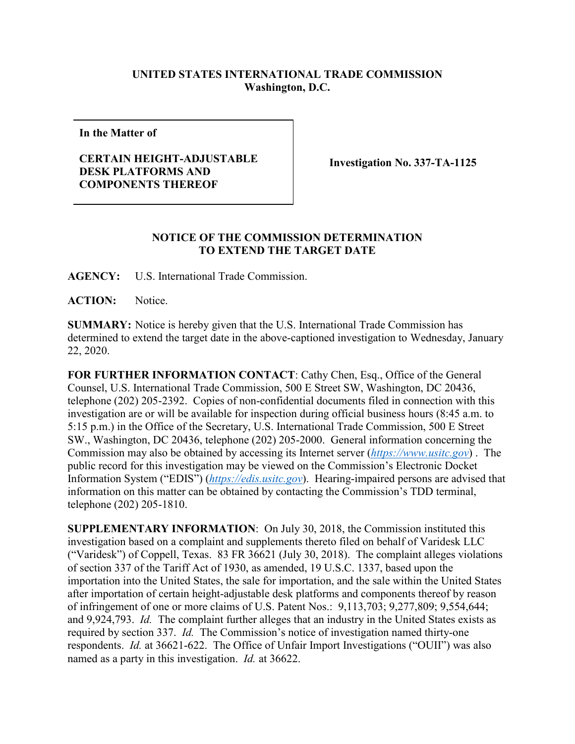**UNITED STATES INTERNATIONAL TRADE COMMISSION**
**Washington, D.C.**

| **In the Matter of**<br><br>**CERTAIN HEIGHT-ADJUSTABLE DESK PLATFORMS AND COMPONENTS THEREOF** | **Investigation No. 337-TA-1125** |
|---|---|

## NOTICE OF THE COMMISSION DETERMINATION TO EXTEND THE TARGET DATE

**AGENCY:** U.S. International Trade Commission.

**ACTION:** Notice.

**SUMMARY:** Notice is hereby given that the U.S. International Trade Commission has determined to extend the target date in the above-captioned investigation to Wednesday, January 22, 2020.

**FOR FURTHER INFORMATION CONTACT**: Cathy Chen, Esq., Office of the General Counsel, U.S. International Trade Commission, 500 E Street SW, Washington, DC 20436, telephone (202) 205-2392. Copies of non-confidential documents filed in connection with this investigation are or will be available for inspection during official business hours (8:45 a.m. to 5:15 p.m.) in the Office of the Secretary, U.S. International Trade Commission, 500 E Street SW., Washington, DC 20436, telephone (202) 205-2000. General information concerning the Commission may also be obtained by accessing its Internet server (*https://www.usitc.gov*) . The public record for this investigation may be viewed on the Commission's Electronic Docket Information System ("EDIS") (*https://edis.usitc.gov*). Hearing-impaired persons are advised that information on this matter can be obtained by contacting the Commission's TDD terminal, telephone (202) 205-1810.

**SUPPLEMENTARY INFORMATION**: On July 30, 2018, the Commission instituted this investigation based on a complaint and supplements thereto filed on behalf of Varidesk LLC ("Varidesk") of Coppell, Texas. 83 FR 36621 (July 30, 2018). The complaint alleges violations of section 337 of the Tariff Act of 1930, as amended, 19 U.S.C. 1337, based upon the importation into the United States, the sale for importation, and the sale within the United States after importation of certain height-adjustable desk platforms and components thereof by reason of infringement of one or more claims of U.S. Patent Nos.: 9,113,703; 9,277,809; 9,554,644; and 9,924,793. *Id.* The complaint further alleges that an industry in the United States exists as required by section 337. *Id.* The Commission's notice of investigation named thirty-one respondents. *Id.* at 36621-622. The Office of Unfair Import Investigations ("OUII") was also named as a party in this investigation. *Id.* at 36622.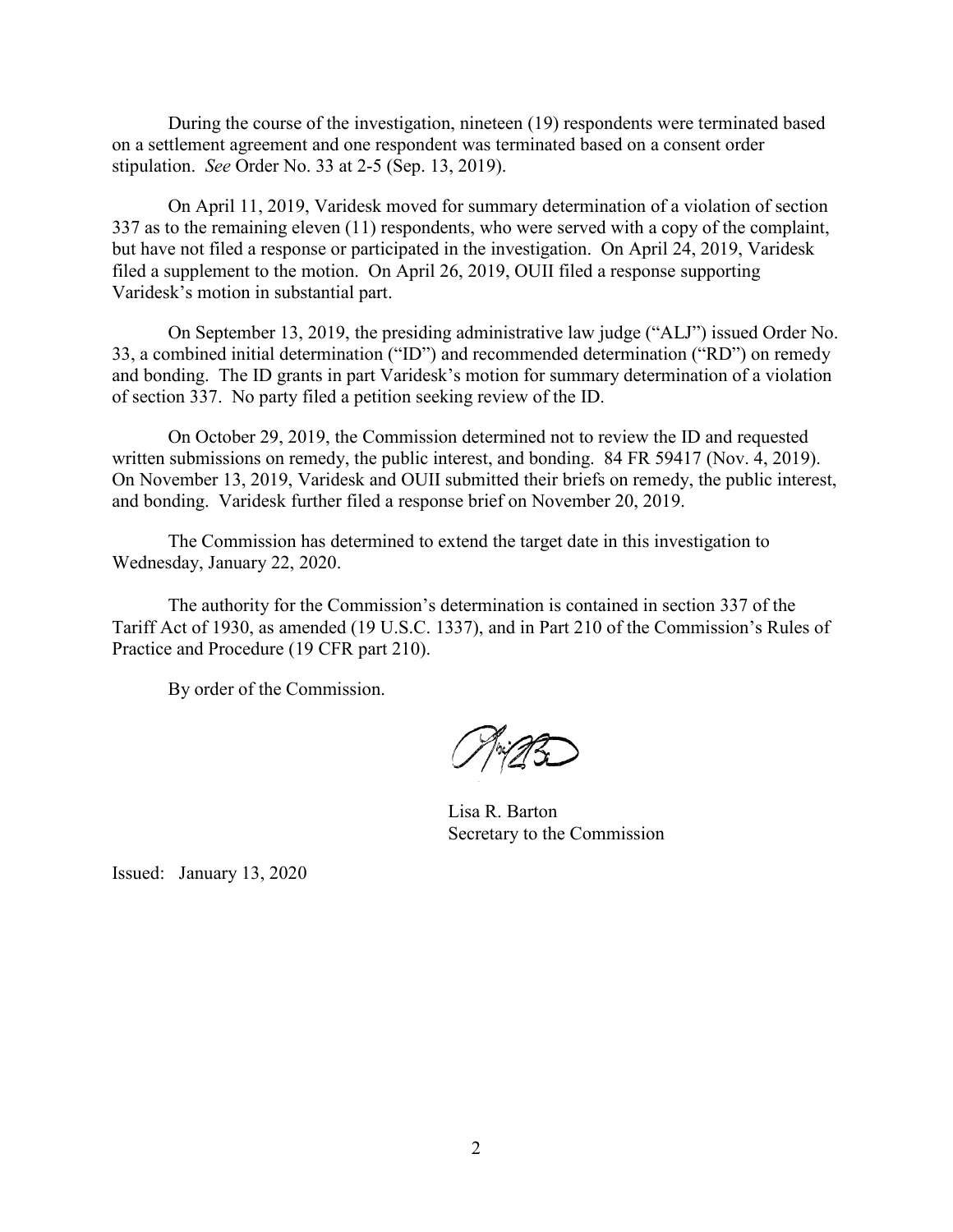During the course of the investigation, nineteen (19) respondents were terminated based on a settlement agreement and one respondent was terminated based on a consent order stipulation. *See* Order No. 33 at 2-5 (Sep. 13, 2019).

On April 11, 2019, Varidesk moved for summary determination of a violation of section 337 as to the remaining eleven (11) respondents, who were served with a copy of the complaint, but have not filed a response or participated in the investigation. On April 24, 2019, Varidesk filed a supplement to the motion. On April 26, 2019, OUII filed a response supporting Varidesk's motion in substantial part.

On September 13, 2019, the presiding administrative law judge ("ALJ") issued Order No. 33, a combined initial determination ("ID") and recommended determination ("RD") on remedy and bonding. The ID grants in part Varidesk's motion for summary determination of a violation of section 337. No party filed a petition seeking review of the ID.

On October 29, 2019, the Commission determined not to review the ID and requested written submissions on remedy, the public interest, and bonding. 84 FR 59417 (Nov. 4, 2019). On November 13, 2019, Varidesk and OUII submitted their briefs on remedy, the public interest, and bonding. Varidesk further filed a response brief on November 20, 2019.

The Commission has determined to extend the target date in this investigation to Wednesday, January 22, 2020.

The authority for the Commission's determination is contained in section 337 of the Tariff Act of 1930, as amended (19 U.S.C. 1337), and in Part 210 of the Commission's Rules of Practice and Procedure (19 CFR part 210).

By order of the Commission.

Lisa R. Barton
Secretary to the Commission

Issued: January 13, 2020